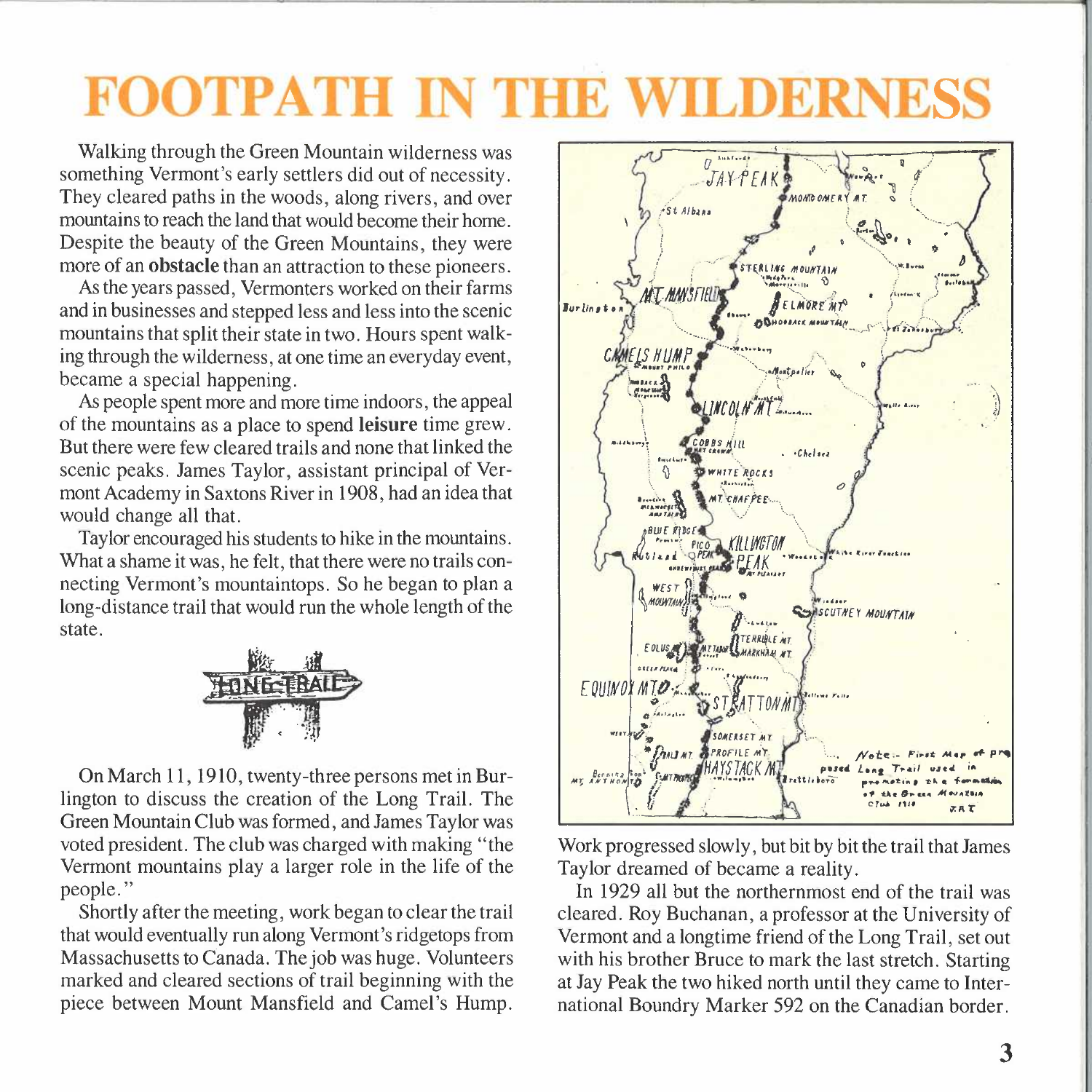# FOOTPATH IN THE WILDERNESS

Walking through the Green Mountain wilderness was something Vermont's early settlers did out of necessity. They cleared paths in the woods, along rivers, and over mountains to reach the land that would become their home. Despite the beauty of the Green Mountains, they were more of an **obstacle** than an attraction to these pioneers.

As the years passed, Vermonters worked on their farms and in businesses and stepped less and less into the scenic mountains that split their state in two. Hours spent walking through the wilderness, at one time an everyday event, became a special happening.

As people spent more and more time indoors, the appeal of the mountains as a place to spend **leisure** time grew. But there were few cleared trails and none that linked the scenic peaks. James Taylor, assistant principal of Vermont Academy in Saxtons River in 1908, had an idea that would change all that.

Taylor encouraged his students to hike in the mountains. What a shame it was, he felt, that there were no trails connecting Vermont's mountaintops. So he began to plan a long-distance trail that would run the whole length of the state.

On March 11, 1910, twenty-three persons met in Burlington to discuss the creation of the Long Trail. The Green Mountain Club was formed, and James Taylor was voted president. The club was charged with making "the Vermont mountains play a larger role in the life of the people."

Shortly after the meeting, work began to clear the trail that would eventually run along Vermont's ridgetops from Massachusetts to Canada. The job was huge. Volunteers marked and cleared sections of trail beginning with the piece between Mount Mansfield and Camel's Hump. Work progressed slowly, but bit by bit the trail that James Taylor dreamed of became a reality.

In 1929 all but the northernmost end of the trail was cleared. Roy Buchanan, a professor at the University of Vermont and a longtime friend of the Long Trail, set out with his brother Bruce to mark the last stretch. Starting at Jay Peak the two hiked north until they came to International Boundry Marker 592 on the Canadian border.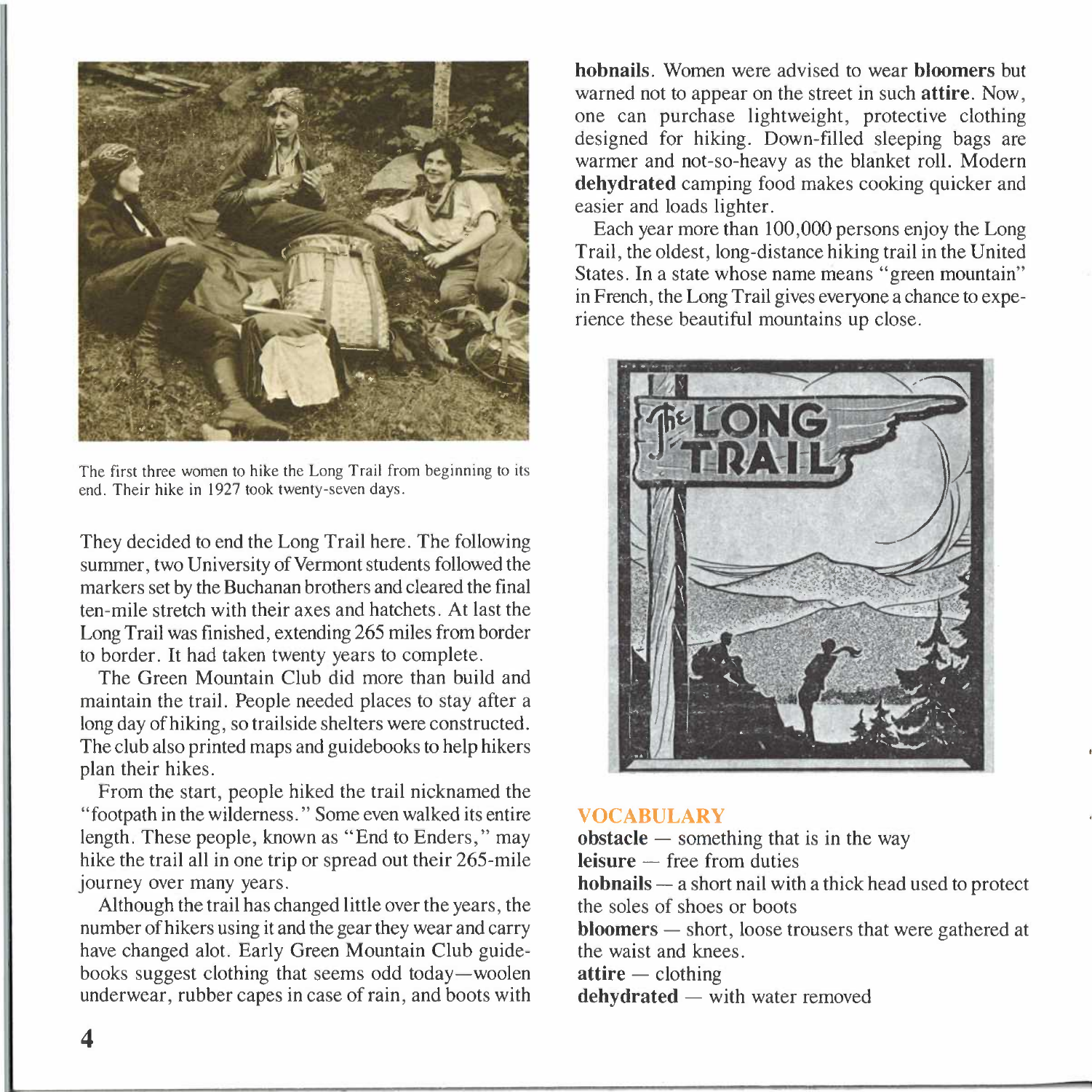The first three women to hike the Long Trail from beginning to its end. Their hike in 1927 took twenty-seven days.

They decided to end the Long Trail here. The following summer, two University of Vermont students followed the markers set by the Buchanan brothers and cleared the final ten-mile stretch with their axes and hatchets. At last the Long Trail was finished, extending 265 miles from border to border. It had taken twenty years to complete.

The Green Mountain Club did more than build and maintain the trail. People needed places to stay after a long day of hiking, so trailside shelters were constructed. The club also printed maps and guidebooks to help hikers plan their hikes.

From the start, people hiked the trail nicknamed the "footpath in the wilderness." Some even walked its entire length. These people, known as "End to Enders," may hike the trail all in one trip or spread out their 265-mile journey over many years.

Although the trail has changed little over the years, the number of hikers using it and the gear they wear and carry have changed alot. Early Green Mountain Club guidebooks suggest clothing that seems odd today—woolen underwear, rubber capes in case of rain, and boots with **hobnails**. Women were advised to wear **bloomers** but warned not to appear on the street in such **attire**. Now, one can purchase lightweight, protective clothing designed for hiking. Down-filled sleeping bags are warmer and not-so-heavy as the blanket roll. Modern **dehydrated** camping food makes cooking quicker and easier and loads lighter.

Each year more than 100,000 persons enjoy the Long Trail, the oldest, long-distance hiking trail in the United States. In a state whose name means "green mountain" in French, the Long Trail gives everyone a chance to experience these beautiful mountains up close.

## VOCABULARY

**obstacle** — something that is in the way
**leisure** — free from duties
**hobnails** — a short nail with a thick head used to protect the soles of shoes or boots
**bloomers** — short, loose trousers that were gathered at the waist and knees.
**attire** — clothing
**dehydrated** — with water removed